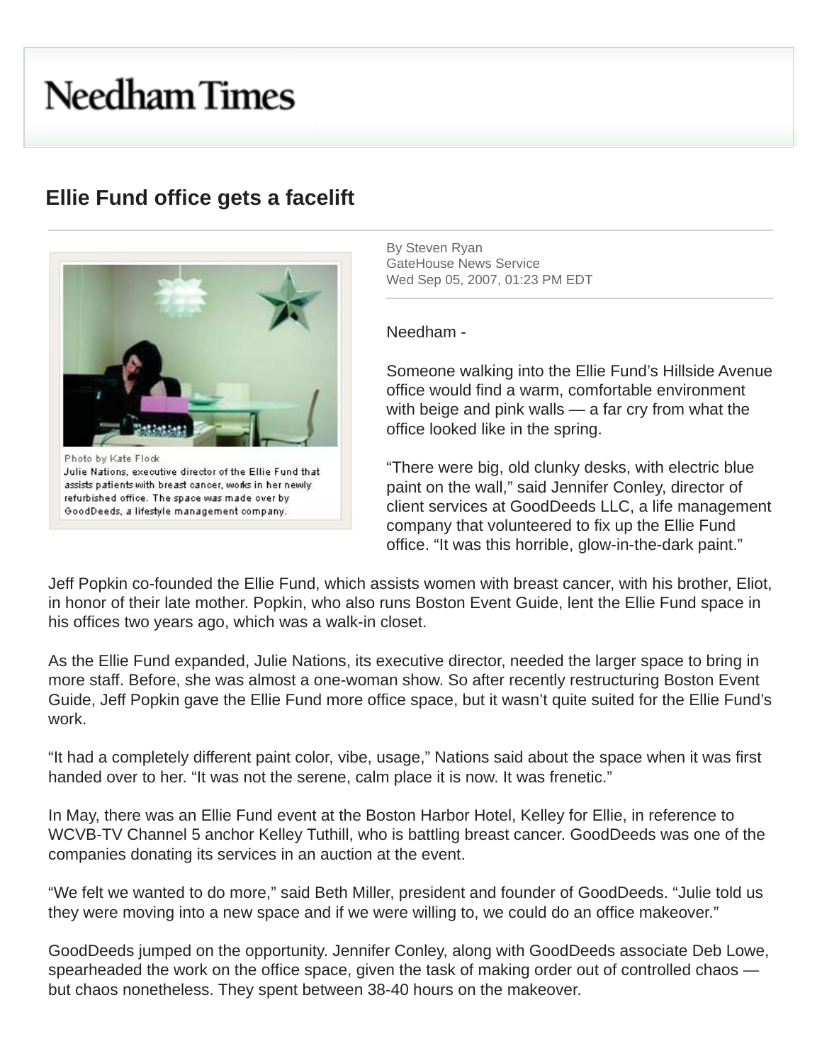# Needham Times

## Ellie Fund office gets a facelift

Photo by Kate Flock
Julie Nations, executive director of the Ellie Fund that assists patients with breast cancer, works in her newly refurbished office. The space was made over by GoodDeeds, a lifestyle management company.

By Steven Ryan
GateHouse News Service
Wed Sep 05, 2007, 01:23 PM EDT

Needham -

Someone walking into the Ellie Fund's Hillside Avenue office would find a warm, comfortable environment with beige and pink walls — a far cry from what the office looked like in the spring.

"There were big, old clunky desks, with electric blue paint on the wall," said Jennifer Conley, director of client services at GoodDeeds LLC, a life management company that volunteered to fix up the Ellie Fund office. "It was this horrible, glow-in-the-dark paint."

Jeff Popkin co-founded the Ellie Fund, which assists women with breast cancer, with his brother, Eliot, in honor of their late mother. Popkin, who also runs Boston Event Guide, lent the Ellie Fund space in his offices two years ago, which was a walk-in closet.

As the Ellie Fund expanded, Julie Nations, its executive director, needed the larger space to bring in more staff. Before, she was almost a one-woman show. So after recently restructuring Boston Event Guide, Jeff Popkin gave the Ellie Fund more office space, but it wasn't quite suited for the Ellie Fund's work.

"It had a completely different paint color, vibe, usage," Nations said about the space when it was first handed over to her. "It was not the serene, calm place it is now. It was frenetic."

In May, there was an Ellie Fund event at the Boston Harbor Hotel, Kelley for Ellie, in reference to WCVB-TV Channel 5 anchor Kelley Tuthill, who is battling breast cancer. GoodDeeds was one of the companies donating its services in an auction at the event.

"We felt we wanted to do more," said Beth Miller, president and founder of GoodDeeds. "Julie told us they were moving into a new space and if we were willing to, we could do an office makeover."

GoodDeeds jumped on the opportunity. Jennifer Conley, along with GoodDeeds associate Deb Lowe, spearheaded the work on the office space, given the task of making order out of controlled chaos — but chaos nonetheless. They spent between 38-40 hours on the makeover.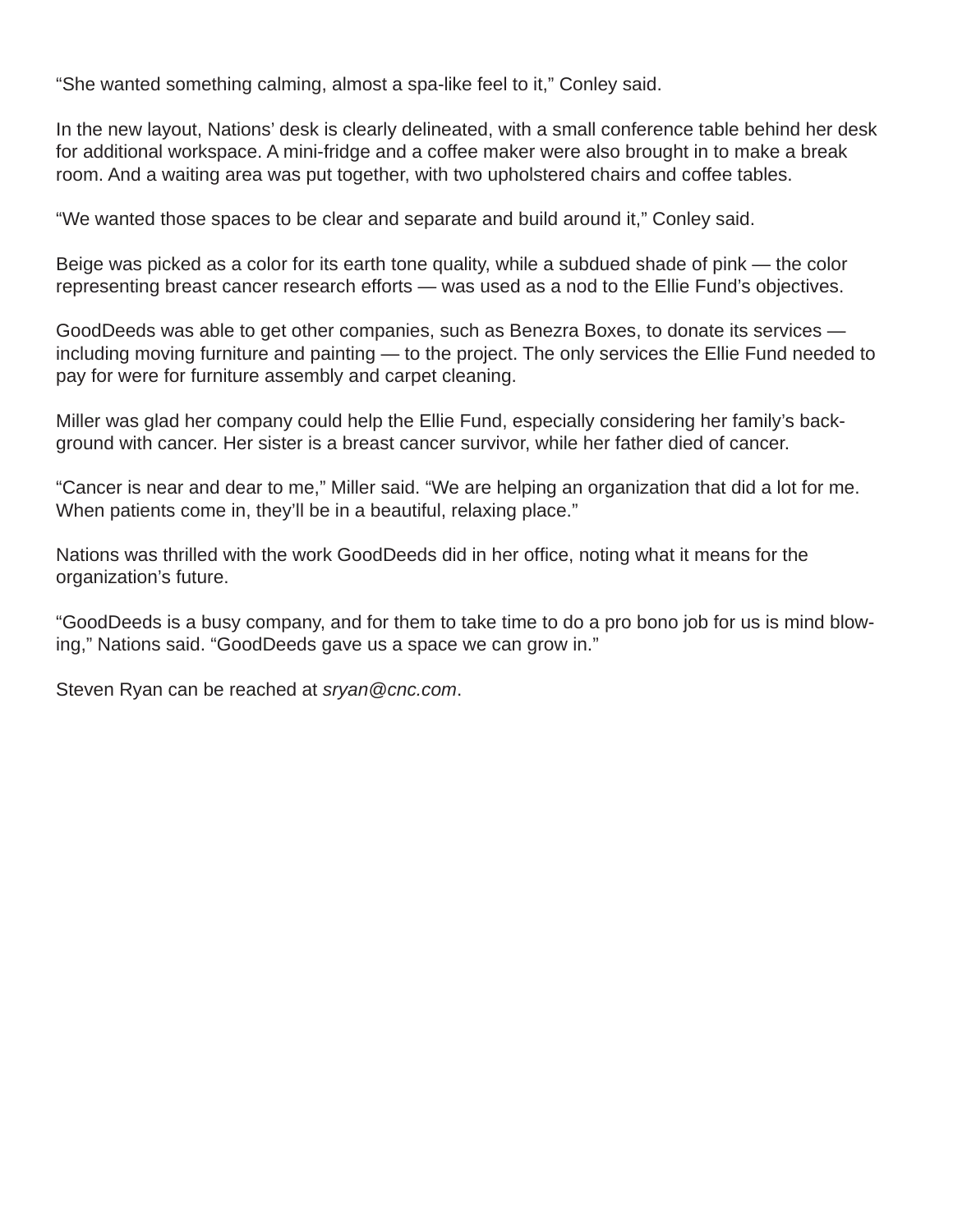"She wanted something calming, almost a spa-like feel to it," Conley said.

In the new layout, Nations' desk is clearly delineated, with a small conference table behind her desk for additional workspace. A mini-fridge and a coffee maker were also brought in to make a break room. And a waiting area was put together, with two upholstered chairs and coffee tables.

"We wanted those spaces to be clear and separate and build around it," Conley said.

Beige was picked as a color for its earth tone quality, while a subdued shade of pink — the color representing breast cancer research efforts — was used as a nod to the Ellie Fund's objectives.

GoodDeeds was able to get other companies, such as Benezra Boxes, to donate its services — including moving furniture and painting — to the project. The only services the Ellie Fund needed to pay for were for furniture assembly and carpet cleaning.

Miller was glad her company could help the Ellie Fund, especially considering her family's background with cancer. Her sister is a breast cancer survivor, while her father died of cancer.

"Cancer is near and dear to me," Miller said. "We are helping an organization that did a lot for me. When patients come in, they'll be in a beautiful, relaxing place."

Nations was thrilled with the work GoodDeeds did in her office, noting what it means for the organization's future.

"GoodDeeds is a busy company, and for them to take time to do a pro bono job for us is mind blowing," Nations said. "GoodDeeds gave us a space we can grow in."

Steven Ryan can be reached at *sryan@cnc.com*.